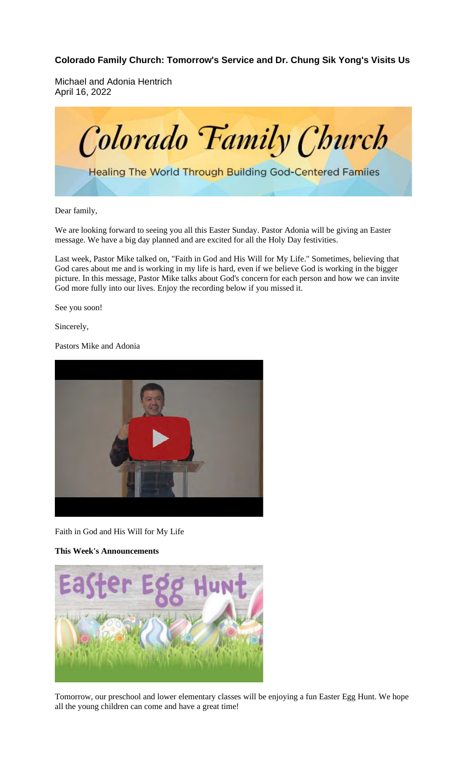**Colorado Family Church: Tomorrow's Service and Dr. Chung Sik Yong's Visits Us**

Michael and Adonia Hentrich
April 16, 2022

Dear family,

We are looking forward to seeing you all this Easter Sunday. Pastor Adonia will be giving an Easter message. We have a big day planned and are excited for all the Holy Day festivities.

Last week, Pastor Mike talked on, "Faith in God and His Will for My Life." Sometimes, believing that God cares about me and is working in my life is hard, even if we believe God is working in the bigger picture. In this message, Pastor Mike talks about God's concern for each person and how we can invite God more fully into our lives. Enjoy the recording below if you missed it.

See you soon!

Sincerely,

Pastors Mike and Adonia

Faith in God and His Will for My Life

**This Week's Announcements**

Tomorrow, our preschool and lower elementary classes will be enjoying a fun Easter Egg Hunt. We hope all the young children can come and have a great time!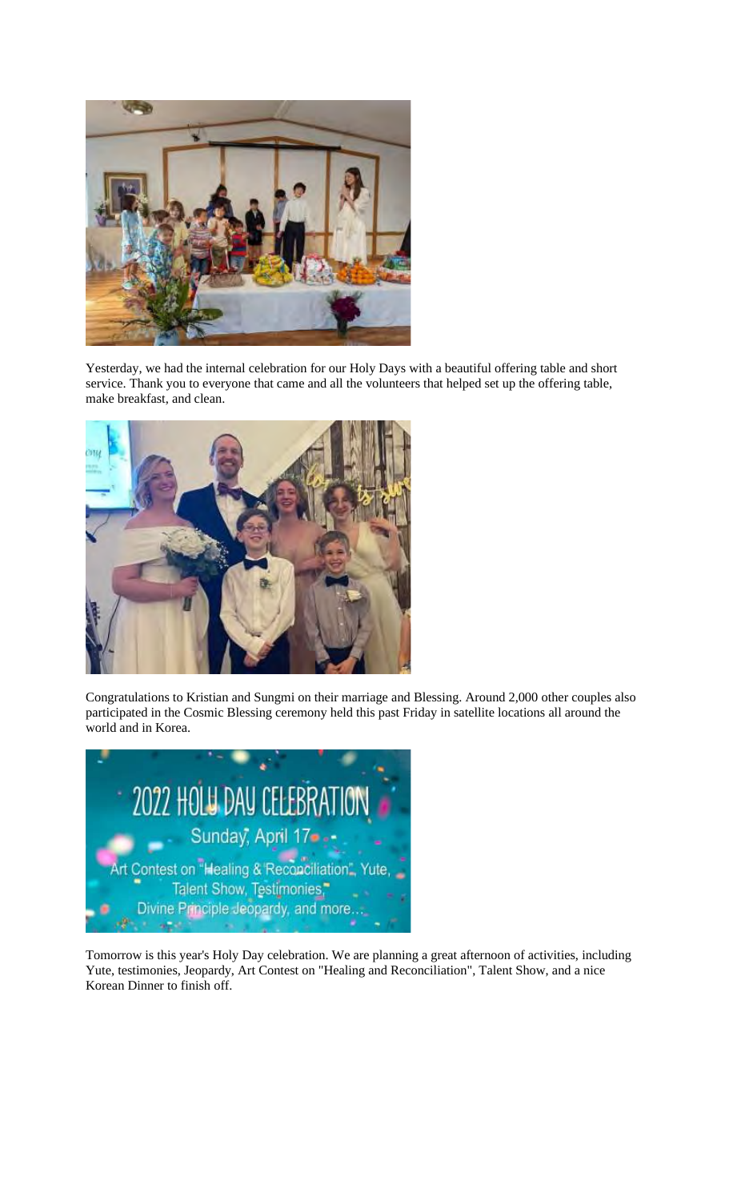Yesterday, we had the internal celebration for our Holy Days with a beautiful offering table and short service. Thank you to everyone that came and all the volunteers that helped set up the offering table, make breakfast, and clean.

Congratulations to Kristian and Sungmi on their marriage and Blessing. Around 2,000 other couples also participated in the Cosmic Blessing ceremony held this past Friday in satellite locations all around the world and in Korea.

Tomorrow is this year's Holy Day celebration. We are planning a great afternoon of activities, including Yute, testimonies, Jeopardy, Art Contest on "Healing and Reconciliation", Talent Show, and a nice Korean Dinner to finish off.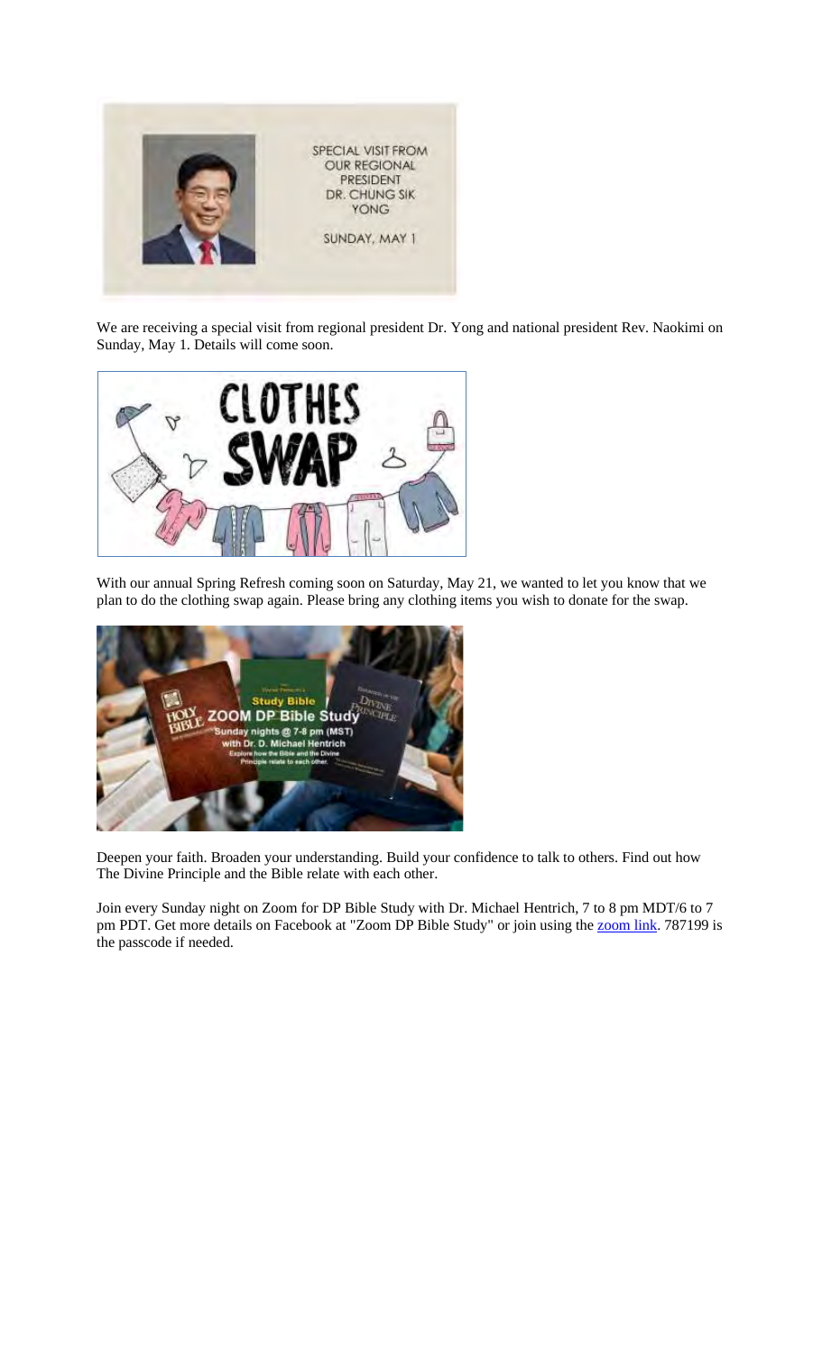SPECIAL VISIT FROM OUR REGIONAL PRESIDENT DR. CHUNG SIK YONG

SUNDAY, MAY 1

We are receiving a special visit from regional president Dr. Yong and national president Rev. Naokimi on Sunday, May 1. Details will come soon.

CLOTHES SWAP

With our annual Spring Refresh coming soon on Saturday, May 21, we wanted to let you know that we plan to do the clothing swap again. Please bring any clothing items you wish to donate for the swap.

Study Bible ZOOM DP Bible Study Sunday nights @ 7-8 pm (MST) with Dr. D. Michael Hentrich Explore how the Bible and the Divine Principle relate to each other.

Deepen your faith. Broaden your understanding. Build your confidence to talk to others. Find out how The Divine Principle and the Bible relate with each other.

Join every Sunday night on Zoom for DP Bible Study with Dr. Michael Hentrich, 7 to 8 pm MDT/6 to 7 pm PDT. Get more details on Facebook at "Zoom DP Bible Study" or join using the zoom link. 787199 is the passcode if needed.